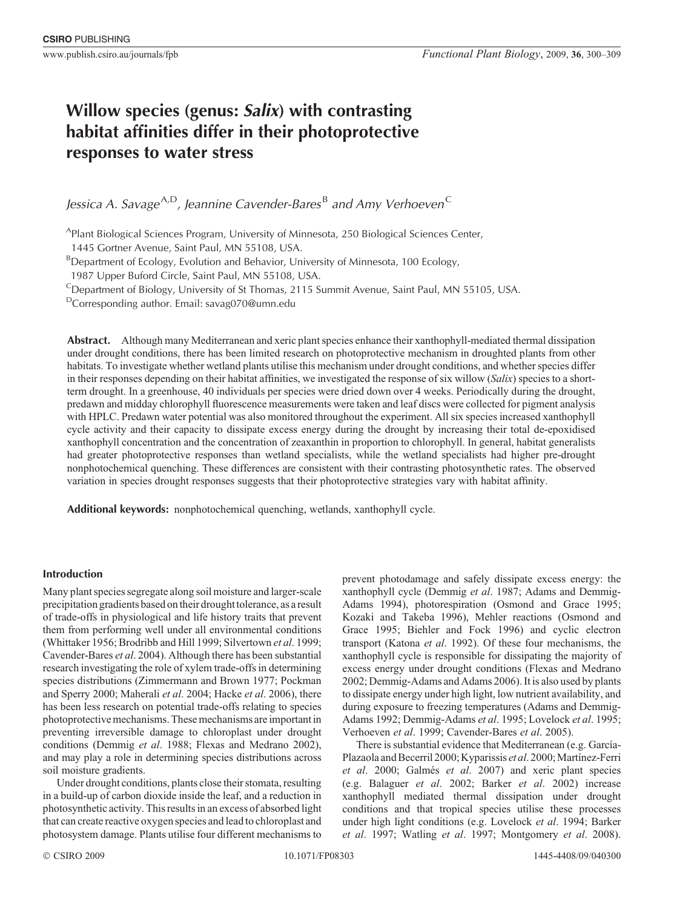# Willow species (genus: *Salix*) with contrasting habitat affinities differ in their photoprotective responses to water stress

*Jessica A. Savage*[A,D], *Jeannine Cavender-Bares*[B] *and Amy Verhoeven*[C]

[A]Plant Biological Sciences Program, University of Minnesota, 250 Biological Sciences Center, 1445 Gortner Avenue, Saint Paul, MN 55108, USA.

[B]Department of Ecology, Evolution and Behavior, University of Minnesota, 100 Ecology, 1987 Upper Buford Circle, Saint Paul, MN 55108, USA.

[C]Department of Biology, University of St Thomas, 2115 Summit Avenue, Saint Paul, MN 55105, USA.

[D]Corresponding author. Email: savag070@umn.edu

**Abstract.** Although many Mediterranean and xeric plant species enhance their xanthophyll-mediated thermal dissipation under drought conditions, there has been limited research on photoprotective mechanism in droughted plants from other habitats. To investigate whether wetland plants utilise this mechanism under drought conditions, and whether species differ in their responses depending on their habitat affinities, we investigated the response of six willow (*Salix*) species to a short-term drought. In a greenhouse, 40 individuals per species were dried down over 4 weeks. Periodically during the drought, predawn and midday chlorophyll fluorescence measurements were taken and leaf discs were collected for pigment analysis with HPLC. Predawn water potential was also monitored throughout the experiment. All six species increased xanthophyll cycle activity and their capacity to dissipate excess energy during the drought by increasing their total de-epoxidised xanthophyll concentration and the concentration of zeaxanthin in proportion to chlorophyll. In general, habitat generalists had greater photoprotective responses than wetland specialists, while the wetland specialists had higher pre-drought nonphotochemical quenching. These differences are consistent with their contrasting photosynthetic rates. The observed variation in species drought responses suggests that their photoprotective strategies vary with habitat affinity.

**Additional keywords:** nonphotochemical quenching, wetlands, xanthophyll cycle.

## Introduction

Many plant species segregate along soil moisture and larger-scale precipitation gradients based on their drought tolerance, as a result of trade-offs in physiological and life history traits that prevent them from performing well under all environmental conditions (Whittaker 1956; Brodribb and Hill 1999; Silvertown *et al*. 1999; Cavender-Bares *et al*. 2004). Although there has been substantial research investigating the role of xylem trade-offs in determining species distributions (Zimmermann and Brown 1977; Pockman and Sperry 2000; Maherali *et al*. 2004; Hacke *et al*. 2006), there has been less research on potential trade-offs relating to species photoprotective mechanisms. These mechanisms are important in preventing irreversible damage to chloroplast under drought conditions (Demmig *et al*. 1988; Flexas and Medrano 2002), and may play a role in determining species distributions across soil moisture gradients.

Under drought conditions, plants close their stomata, resulting in a build-up of carbon dioxide inside the leaf, and a reduction in photosynthetic activity. This results in an excess of absorbed light that can create reactive oxygen species and lead to chloroplast and photosystem damage. Plants utilise four different mechanisms to prevent photodamage and safely dissipate excess energy: the xanthophyll cycle (Demmig *et al*. 1987; Adams and Demmig-Adams 1994), photorespiration (Osmond and Grace 1995; Kozaki and Takeba 1996), Mehler reactions (Osmond and Grace 1995; Biehler and Fock 1996) and cyclic electron transport (Katona *et al*. 1992). Of these four mechanisms, the xanthophyll cycle is responsible for dissipating the majority of excess energy under drought conditions (Flexas and Medrano 2002; Demmig-Adams and Adams 2006). It is also used by plants to dissipate energy under high light, low nutrient availability, and during exposure to freezing temperatures (Adams and Demmig-Adams 1992; Demmig-Adams *et al*. 1995; Lovelock *et al*. 1995; Verhoeven *et al*. 1999; Cavender-Bares *et al*. 2005).

There is substantial evidence that Mediterranean (e.g. García-Plazaola and Becerril 2000; Kyparissis *et al*. 2000; Martínez-Ferri *et al*. 2000; Galmés *et al*. 2007) and xeric plant species (e.g. Balaguer *et al*. 2002; Barker *et al*. 2002) increase xanthophyll mediated thermal dissipation under drought conditions and that tropical species utilise these processes under high light conditions (e.g. Lovelock *et al*. 1994; Barker *et al*. 1997; Watling *et al*. 1997; Montgomery *et al*. 2008).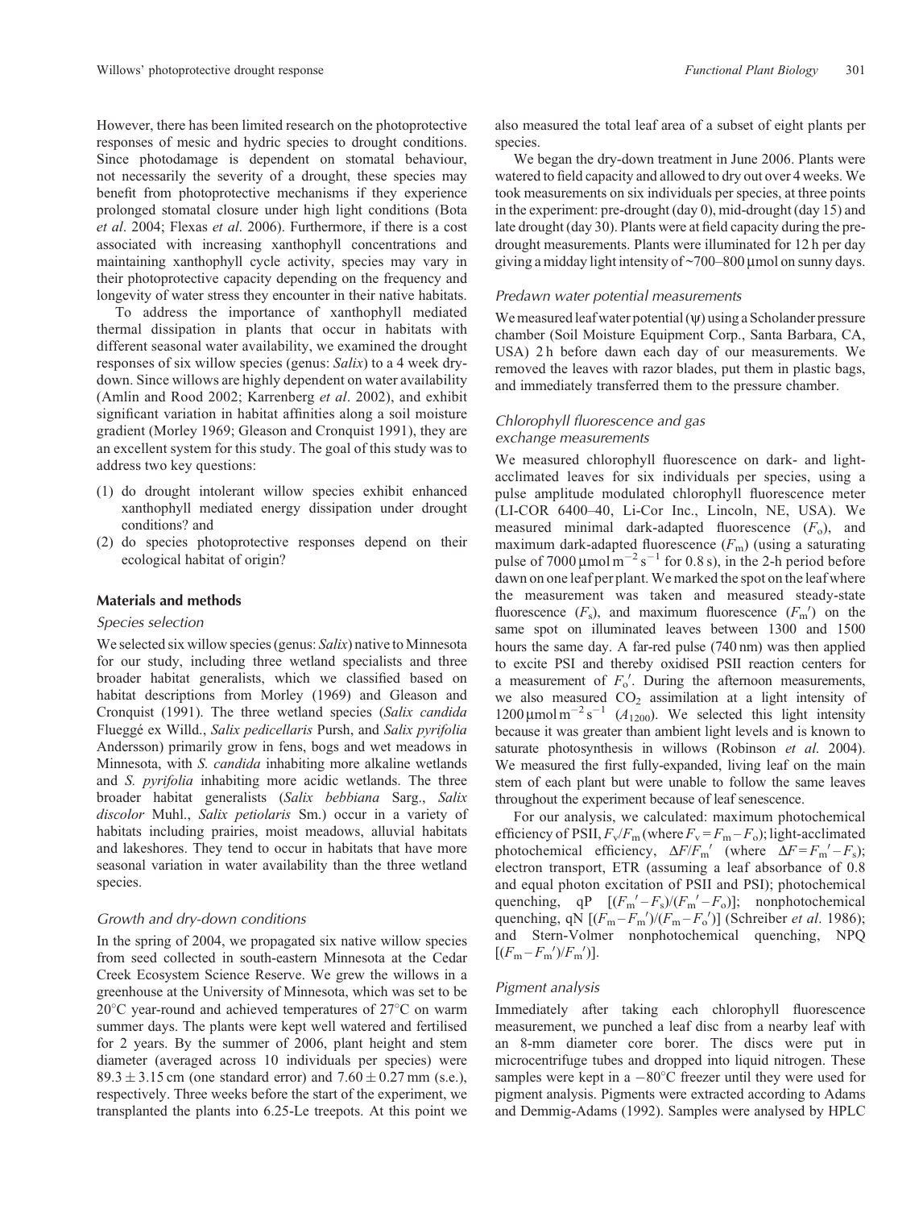However, there has been limited research on the photoprotective responses of mesic and hydric species to drought conditions. Since photodamage is dependent on stomatal behaviour, not necessarily the severity of a drought, these species may benefit from photoprotective mechanisms if they experience prolonged stomatal closure under high light conditions (Bota *et al*. 2004; Flexas *et al*. 2006). Furthermore, if there is a cost associated with increasing xanthophyll concentrations and maintaining xanthophyll cycle activity, species may vary in their photoprotective capacity depending on the frequency and longevity of water stress they encounter in their native habitats.

To address the importance of xanthophyll mediated thermal dissipation in plants that occur in habitats with different seasonal water availability, we examined the drought responses of six willow species (genus: *Salix*) to a 4 week dry-down. Since willows are highly dependent on water availability (Amlin and Rood 2002; Karrenberg *et al*. 2002), and exhibit significant variation in habitat affinities along a soil moisture gradient (Morley 1969; Gleason and Cronquist 1991), they are an excellent system for this study. The goal of this study was to address two key questions:

(1) do drought intolerant willow species exhibit enhanced xanthophyll mediated energy dissipation under drought conditions? and
(2) do species photoprotective responses depend on their ecological habitat of origin?

## Materials and methods

### Species selection

We selected six willow species (genus: *Salix*) native to Minnesota for our study, including three wetland specialists and three broader habitat generalists, which we classified based on habitat descriptions from Morley (1969) and Gleason and Cronquist (1991). The three wetland species (*Salix candida* Flueggé ex Willd., *Salix pedicellaris* Pursh, and *Salix pyrifolia* Andersson) primarily grow in fens, bogs and wet meadows in Minnesota, with *S. candida* inhabiting more alkaline wetlands and *S. pyrifolia* inhabiting more acidic wetlands. The three broader habitat generalists (*Salix bebbiana* Sarg., *Salix discolor* Muhl., *Salix petiolaris* Sm.) occur in a variety of habitats including prairies, moist meadows, alluvial habitats and lakeshores. They tend to occur in habitats that have more seasonal variation in water availability than the three wetland species.

### Growth and dry-down conditions

In the spring of 2004, we propagated six native willow species from seed collected in south-eastern Minnesota at the Cedar Creek Ecosystem Science Reserve. We grew the willows in a greenhouse at the University of Minnesota, which was set to be 20°C year-round and achieved temperatures of 27°C on warm summer days. The plants were kept well watered and fertilised for 2 years. By the summer of 2006, plant height and stem diameter (averaged across 10 individuals per species) were $89.3 \pm 3.15$ cm (one standard error) and $7.60 \pm 0.27$ mm (s.e.), respectively. Three weeks before the start of the experiment, we transplanted the plants into 6.25-Le treepots. At this point we also measured the total leaf area of a subset of eight plants per species.

We began the dry-down treatment in June 2006. Plants were watered to field capacity and allowed to dry out over 4 weeks. We took measurements on six individuals per species, at three points in the experiment: pre-drought (day 0), mid-drought (day 15) and late drought (day 30). Plants were at field capacity during the pre-drought measurements. Plants were illuminated for 12 h per day giving a midday light intensity of ~700–800 μmol on sunny days.

### Predawn water potential measurements

We measured leaf water potential (ψ) using a Scholander pressure chamber (Soil Moisture Equipment Corp., Santa Barbara, CA, USA) 2 h before dawn each day of our measurements. We removed the leaves with razor blades, put them in plastic bags, and immediately transferred them to the pressure chamber.

### Chlorophyll fluorescence and gas exchange measurements

We measured chlorophyll fluorescence on dark- and light-acclimated leaves for six individuals per species, using a pulse amplitude modulated chlorophyll fluorescence meter (LI-COR 6400–40, Li-Cor Inc., Lincoln, NE, USA). We measured minimal dark-adapted fluorescence ($F_o$), and maximum dark-adapted fluorescence ($F_m$) (using a saturating pulse of 7000 μmol $m^{-2}$ $s^{-1}$ for 0.8 s), in the 2-h period before dawn on one leaf per plant. We marked the spot on the leaf where the measurement was taken and measured steady-state fluorescence ($F_s$), and maximum fluorescence ($F_m'$) on the same spot on illuminated leaves between 1300 and 1500 hours the same day. A far-red pulse (740 nm) was then applied to excite PSI and thereby oxidised PSII reaction centers for a measurement of $F_o'$. During the afternoon measurements, we also measured $CO_2$ assimilation at a light intensity of 1200 μmol $m^{-2}$ $s^{-1}$ ($A_{1200}$). We selected this light intensity because it was greater than ambient light levels and is known to saturate photosynthesis in willows (Robinson *et al*. 2004). We measured the first fully-expanded, living leaf on the main stem of each plant but were unable to follow the same leaves throughout the experiment because of leaf senescence.

For our analysis, we calculated: maximum photochemical efficiency of PSII, $F_v/F_m$ (where $F_v = F_m - F_o$); light-acclimated photochemical efficiency, $\Delta F/F_m'$ (where $\Delta F = F_m' - F_s$); electron transport, ETR (assuming a leaf absorbance of 0.8 and equal photon excitation of PSII and PSI); photochemical quenching, qP $[(F_m' - F_s)/(F_m' - F_o)]$; nonphotochemical quenching, qN $[(F_m - F_m')/(F_m - F_o')]$ (Schreiber *et al*. 1986); and Stern-Volmer nonphotochemical quenching, NPQ $[(F_m - F_m')/F_m']$.

### Pigment analysis

Immediately after taking each chlorophyll fluorescence measurement, we punched a leaf disc from a nearby leaf with an 8-mm diameter core borer. The discs were put in microcentrifuge tubes and dropped into liquid nitrogen. These samples were kept in a −80°C freezer until they were used for pigment analysis. Pigments were extracted according to Adams and Demmig-Adams (1992). Samples were analysed by HPLC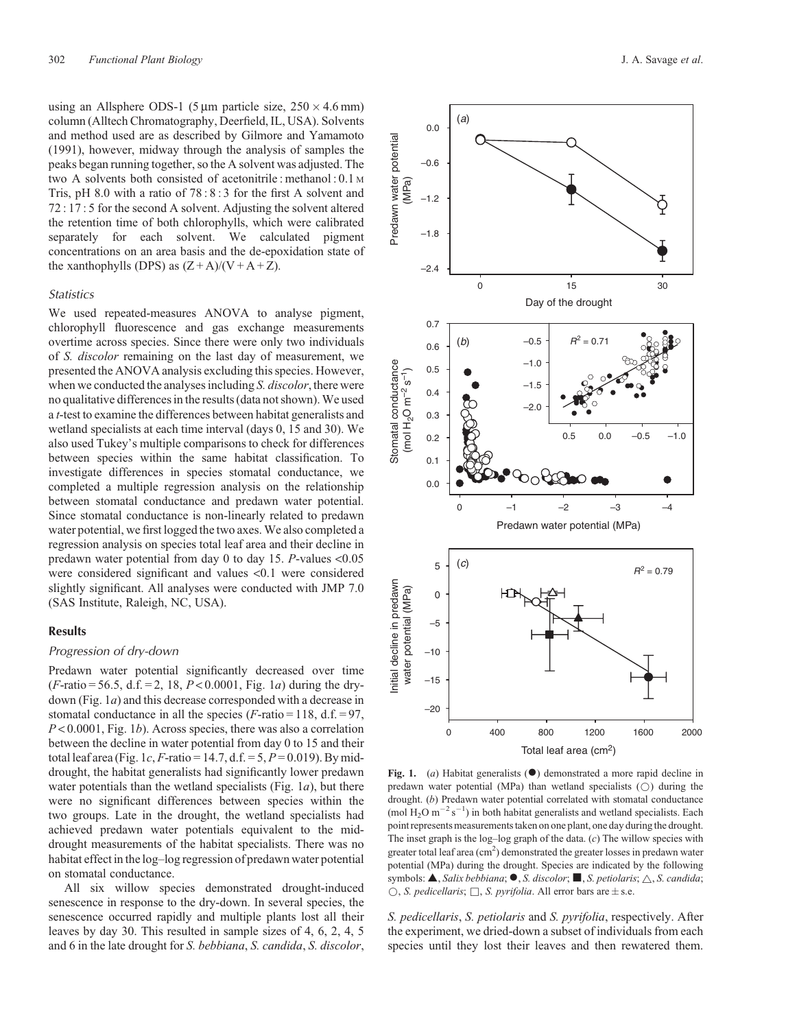using an Allsphere ODS-1 (5 μm particle size, 250 × 4.6 mm) column (Alltech Chromatography, Deerfield, IL, USA). Solvents and method used are as described by Gilmore and Yamamoto (1991), however, midway through the analysis of samples the peaks began running together, so the A solvent was adjusted. The two A solvents both consisted of acetonitrile : methanol : 0.1 M Tris, pH 8.0 with a ratio of 78 : 8 : 3 for the first A solvent and 72 : 17 : 5 for the second A solvent. Adjusting the solvent altered the retention time of both chlorophylls, which were calibrated separately for each solvent. We calculated pigment concentrations on an area basis and the de-epoxidation state of the xanthophylls (DPS) as $(Z + A)/(V + A + Z)$.

### *Statistics*

We used repeated-measures ANOVA to analyse pigment, chlorophyll fluorescence and gas exchange measurements overtime across species. Since there were only two individuals of *S. discolor* remaining on the last day of measurement, we presented the ANOVA analysis excluding this species. However, when we conducted the analyses including *S. discolor*, there were no qualitative differences in the results (data not shown). We used a *t*-test to examine the differences between habitat generalists and wetland specialists at each time interval (days 0, 15 and 30). We also used Tukey's multiple comparisons to check for differences between species within the same habitat classification. To investigate differences in species stomatal conductance, we completed a multiple regression analysis on the relationship between stomatal conductance and predawn water potential. Since stomatal conductance is non-linearly related to predawn water potential, we first logged the two axes. We also completed a regression analysis on species total leaf area and their decline in predawn water potential from day 0 to day 15. *P*-values <0.05 were considered significant and values <0.1 were considered slightly significant. All analyses were conducted with JMP 7.0 (SAS Institute, Raleigh, NC, USA).

## Results

### *Progression of dry-down*

Predawn water potential significantly decreased over time ($F$-ratio = 56.5, d.f. = 2, 18, $P < 0.0001$, Fig. 1*a*) during the dry-down (Fig. 1*a*) and this decrease corresponded with a decrease in stomatal conductance in all the species ($F$-ratio = 118, d.f. = 97, $P < 0.0001$, Fig. 1*b*). Across species, there was also a correlation between the decline in water potential from day 0 to 15 and their total leaf area (Fig. 1*c*, $F$-ratio = 14.7, d.f. = 5, $P = 0.019$). By mid-drought, the habitat generalists had significantly lower predawn water potentials than the wetland specialists (Fig. 1*a*), but there were no significant differences between species within the two groups. Late in the drought, the wetland specialists had achieved predawn water potentials equivalent to the mid-drought measurements of the habitat specialists. There was no habitat effect in the log–log regression of predawn water potential on stomatal conductance.

All six willow species demonstrated drought-induced senescence in response to the dry-down. In several species, the senescence occurred rapidly and multiple plants lost all their leaves by day 30. This resulted in sample sizes of 4, 6, 2, 4, 5 and 6 in the late drought for *S. bebbiana*, *S. candida*, *S. discolor*, *S. pedicellaris*, *S. petiolaris* and *S. pyrifolia*, respectively. After the experiment, we dried-down a subset of individuals from each species until they lost their leaves and then rewatered them.

**Fig. 1.** (*a*) Habitat generalists (●) demonstrated a more rapid decline in predawn water potential (MPa) than wetland specialists (○) during the drought. (*b*) Predawn water potential correlated with stomatal conductance (mol $H_2O$ $m^{-2}$ $s^{-1}$) in both habitat generalists and wetland specialists. Each point represents measurements taken on one plant, one day during the drought. The inset graph is the log–log graph of the data. (*c*) The willow species with greater total leaf area ($cm^2$) demonstrated the greater losses in predawn water potential (MPa) during the drought. Species are indicated by the following symbols: ▲, *Salix bebbiana*; ●, *S. discolor*; ■, *S. petiolaris*; △, *S. candida*; ○, *S. pedicellaris*; □, *S. pyrifolia*. All error bars are ± s.e.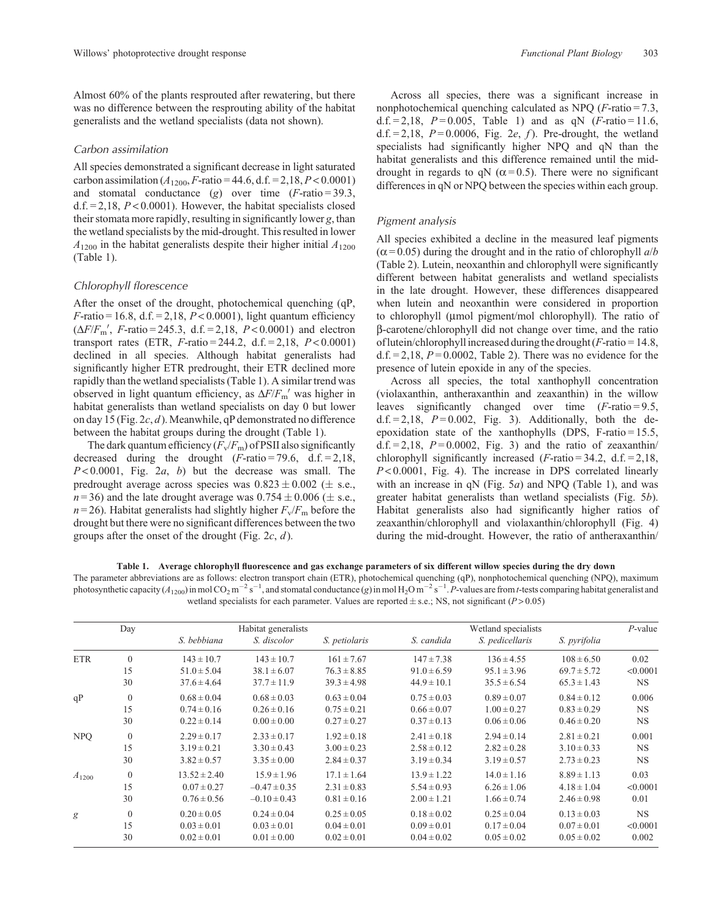Almost 60% of the plants resprouted after rewatering, but there was no difference between the resprouting ability of the habitat generalists and the wetland specialists (data not shown).

### *Carbon assimilation*

All species demonstrated a significant decrease in light saturated carbon assimilation ($A_{1200}$, $F$-ratio = 44.6, d.f. = 2,18, $P < 0.0001$) and stomatal conductance ($g$) over time ($F$-ratio = 39.3, d.f. = 2,18, $P < 0.0001$). However, the habitat specialists closed their stomata more rapidly, resulting in significantly lower $g$, than the wetland specialists by the mid-drought. This resulted in lower $A_{1200}$ in the habitat generalists despite their higher initial $A_{1200}$ (Table 1).

### *Chlorophyll florescence*

After the onset of the drought, photochemical quenching (qP, $F$-ratio = 16.8, d.f. = 2,18, $P < 0.0001$), light quantum efficiency ($\Delta F/F_m'$, $F$-ratio = 245.3, d.f. = 2,18, $P < 0.0001$) and electron transport rates (ETR, $F$-ratio = 244.2, d.f. = 2,18, $P < 0.0001$) declined in all species. Although habitat generalists had significantly higher ETR predrought, their ETR declined more rapidly than the wetland specialists (Table 1). A similar trend was observed in light quantum efficiency, as $\Delta F/F_m'$ was higher in habitat generalists than wetland specialists on day 0 but lower on day 15 (Fig. 2*c*, *d*). Meanwhile, qP demonstrated no difference between the habitat groups during the drought (Table 1).

The dark quantum efficiency ($F_v/F_m$) of PSII also significantly decreased during the drought ($F$-ratio = 79.6, d.f. = 2,18, $P < 0.0001$, Fig. 2*a*, *b*) but the decrease was small. The predrought average across species was $0.823 \pm 0.002$ ($\pm$ s.e., $n = 36$) and the late drought average was $0.754 \pm 0.006$ ($\pm$ s.e., $n = 26$). Habitat generalists had slightly higher $F_v/F_m$ before the drought but there were no significant differences between the two groups after the onset of the drought (Fig. 2*c*, *d*).

Across all species, there was a significant increase in nonphotochemical quenching calculated as NPQ ($F$-ratio = 7.3, d.f. = 2,18, $P = 0.005$, Table 1) and as qN ($F$-ratio = 11.6, d.f. = 2,18, $P = 0.0006$, Fig. 2*e*, *f*). Pre-drought, the wetland specialists had significantly higher NPQ and qN than the habitat generalists and this difference remained until the mid-drought in regards to qN ($\alpha = 0.5$). There were no significant differences in qN or NPQ between the species within each group.

### *Pigment analysis*

All species exhibited a decline in the measured leaf pigments ($\alpha = 0.05$) during the drought and in the ratio of chlorophyll *a*/*b* (Table 2). Lutein, neoxanthin and chlorophyll were significantly different between habitat generalists and wetland specialists in the late drought. However, these differences disappeared when lutein and neoxanthin were considered in proportion to chlorophyll (µmol pigment/mol chlorophyll). The ratio of β-carotene/chlorophyll did not change over time, and the ratio of lutein/chlorophyll increased during the drought ($F$-ratio = 14.8, d.f. = 2,18, $P = 0.0002$, Table 2). There was no evidence for the presence of lutein epoxide in any of the species.

Across all species, the total xanthophyll concentration (violaxanthin, antheraxanthin and zeaxanthin) in the willow leaves significantly changed over time ($F$-ratio = 9.5, d.f. = 2,18, $P = 0.002$, Fig. 3). Additionally, both the de-epoxidation state of the xanthophylls (DPS, F-ratio = 15.5, d.f. = 2,18, $P = 0.0002$, Fig. 3) and the ratio of zeaxanthin/chlorophyll significantly increased ($F$-ratio = 34.2, d.f. = 2,18, $P < 0.0001$, Fig. 4). The increase in DPS correlated linearly with an increase in qN (Fig. 5*a*) and NPQ (Table 1), and was greater habitat generalists than wetland specialists (Fig. 5*b*). Habitat generalists also had significantly higher ratios of zeaxanthin/chlorophyll and violaxanthin/chlorophyll (Fig. 4) during the mid-drought. However, the ratio of antheraxanthin/

**Table 1. Average chlorophyll fluorescence and gas exchange parameters of six different willow species during the dry down**

The parameter abbreviations are as follows: electron transport chain (ETR), photochemical quenching (qP), nonphotochemical quenching (NPQ), maximum photosynthetic capacity ($A_{1200}$) in mol $CO_2$ $m^{-2}$ $s^{-1}$, and stomatal conductance ($g$) in mol $H_2O$ $m^{-2}$ $s^{-1}$. $P$-values are from $t$-tests comparing habitat generalist and wetland specialists for each parameter. Values are reported $\pm$ s.e.; NS, not significant ($P > 0.05$)

| | Day | Habitat generalists | | | Wetland specialists | | | $P$-value |
|---|---|---|---|---|---|---|---|---|
| | | *S. bebbiana* | *S. discolor* | *S. petiolaris* | *S. candida* | *S. pedicellaris* | *S. pyrifolia* | |
| ETR | 0 | 143 ± 10.7 | 143 ± 10.7 | 161 ± 7.67 | 147 ± 7.38 | 136 ± 4.55 | 108 ± 6.50 | 0.02 |
| | 15 | 51.0 ± 5.04 | 38.1 ± 6.07 | 76.3 ± 8.85 | 91.0 ± 6.59 | 95.1 ± 3.96 | 69.7 ± 5.72 | <0.0001 |
| | 30 | 37.6 ± 4.64 | 37.7 ± 11.9 | 39.3 ± 4.98 | 44.9 ± 10.1 | 35.5 ± 6.54 | 65.3 ± 1.43 | NS |
| qP | 0 | 0.68 ± 0.04 | 0.68 ± 0.03 | 0.63 ± 0.04 | 0.75 ± 0.03 | 0.89 ± 0.07 | 0.84 ± 0.12 | 0.006 |
| | 15 | 0.74 ± 0.16 | 0.26 ± 0.16 | 0.75 ± 0.21 | 0.66 ± 0.07 | 1.00 ± 0.27 | 0.83 ± 0.29 | NS |
| | 30 | 0.22 ± 0.14 | 0.00 ± 0.00 | 0.27 ± 0.27 | 0.37 ± 0.13 | 0.06 ± 0.06 | 0.46 ± 0.20 | NS |
| NPQ | 0 | 2.29 ± 0.17 | 2.33 ± 0.17 | 1.92 ± 0.18 | 2.41 ± 0.18 | 2.94 ± 0.14 | 2.81 ± 0.21 | 0.001 |
| | 15 | 3.19 ± 0.21 | 3.30 ± 0.43 | 3.00 ± 0.23 | 2.58 ± 0.12 | 2.82 ± 0.28 | 3.10 ± 0.33 | NS |
| | 30 | 3.82 ± 0.57 | 3.35 ± 0.00 | 2.84 ± 0.37 | 3.19 ± 0.34 | 3.19 ± 0.57 | 2.73 ± 0.23 | NS |
| $A_{1200}$ | 0 | 13.52 ± 2.40 | 15.9 ± 1.96 | 17.1 ± 1.64 | 13.9 ± 1.22 | 14.0 ± 1.16 | 8.89 ± 1.13 | 0.03 |
| | 15 | 0.07 ± 0.27 | −0.47 ± 0.35 | 2.31 ± 0.83 | 5.54 ± 0.93 | 6.26 ± 1.06 | 4.18 ± 1.04 | <0.0001 |
| | 30 | 0.76 ± 0.56 | −0.10 ± 0.43 | 0.81 ± 0.16 | 2.00 ± 1.21 | 1.66 ± 0.74 | 2.46 ± 0.98 | 0.01 |
| $g$ | 0 | 0.20 ± 0.05 | 0.24 ± 0.04 | 0.25 ± 0.05 | 0.18 ± 0.02 | 0.25 ± 0.04 | 0.13 ± 0.03 | NS |
| | 15 | 0.03 ± 0.01 | 0.03 ± 0.01 | 0.04 ± 0.01 | 0.09 ± 0.01 | 0.17 ± 0.04 | 0.07 ± 0.01 | <0.0001 |
| | 30 | 0.02 ± 0.01 | 0.01 ± 0.00 | 0.02 ± 0.01 | 0.04 ± 0.02 | 0.05 ± 0.02 | 0.05 ± 0.02 | 0.002 |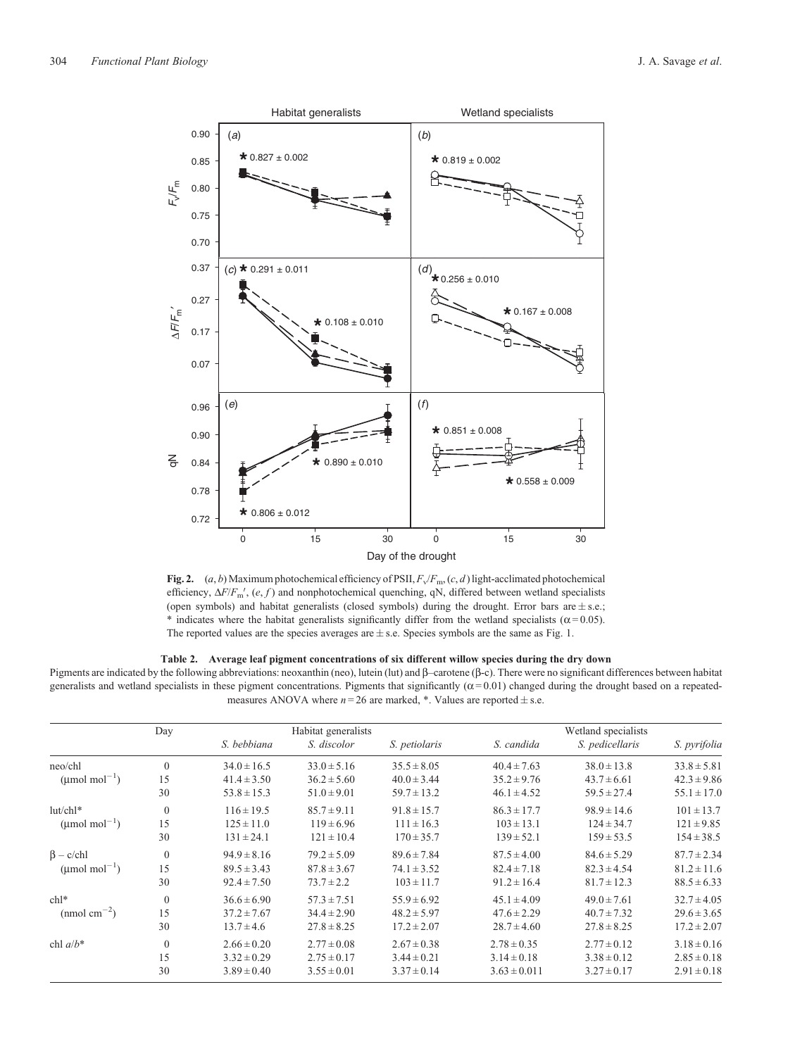**Fig. 2.** (*a*, *b*) Maximum photochemical efficiency of PSII, $F_v/F_m$, (*c*, *d*) light-acclimated photochemical efficiency, $\Delta F/F_m'$, (*e*, *f*) and nonphotochemical quenching, qN, differed between wetland specialists (open symbols) and habitat generalists (closed symbols) during the drought. Error bars are ± s.e.; * indicates where the habitat generalists significantly differ from the wetland specialists ($\alpha = 0.05$). The reported values are the species averages are ± s.e. Species symbols are the same as Fig. 1.

**Table 2. Average leaf pigment concentrations of six different willow species during the dry down**

Pigments are indicated by the following abbreviations: neoxanthin (neo), lutein (lut) and β–carotene (β-c). There were no significant differences between habitat generalists and wetland specialists in these pigment concentrations. Pigments that significantly ($\alpha = 0.01$) changed during the drought based on a repeated-measures ANOVA where $n = 26$ are marked, *. Values are reported ± s.e.

| | Day | Habitat generalists | | | Wetland specialists | | |
|---|---|---|---|---|---|---|---|
| | | *S. bebbiana* | *S. discolor* | *S. petiolaris* | *S. candida* | *S. pedicellaris* | *S. pyrifolia* |
| neo/chl ($\mu$mol mol$^{-1}$) | 0 | 34.0 ± 16.5 | 33.0 ± 5.16 | 35.5 ± 8.05 | 40.4 ± 7.63 | 38.0 ± 13.8 | 33.8 ± 5.81 |
| | 15 | 41.4 ± 3.50 | 36.2 ± 5.60 | 40.0 ± 3.44 | 35.2 ± 9.76 | 43.7 ± 6.61 | 42.3 ± 9.86 |
| | 30 | 53.8 ± 15.3 | 51.0 ± 9.01 | 59.7 ± 13.2 | 46.1 ± 4.52 | 59.5 ± 27.4 | 55.1 ± 17.0 |
| lut/chl* ($\mu$mol mol$^{-1}$) | 0 | 116 ± 19.5 | 85.7 ± 9.11 | 91.8 ± 15.7 | 86.3 ± 17.7 | 98.9 ± 14.6 | 101 ± 13.7 |
| | 15 | 125 ± 11.0 | 119 ± 6.96 | 111 ± 16.3 | 103 ± 13.1 | 124 ± 34.7 | 121 ± 9.85 |
| | 30 | 131 ± 24.1 | 121 ± 10.4 | 170 ± 35.7 | 139 ± 52.1 | 159 ± 53.5 | 154 ± 38.5 |
| β – c/chl ($\mu$mol mol$^{-1}$) | 0 | 94.9 ± 8.16 | 79.2 ± 5.09 | 89.6 ± 7.84 | 87.5 ± 4.00 | 84.6 ± 5.29 | 87.7 ± 2.34 |
| | 15 | 89.5 ± 3.43 | 87.8 ± 3.67 | 74.1 ± 3.52 | 82.4 ± 7.18 | 82.3 ± 4.54 | 81.2 ± 11.6 |
| | 30 | 92.4 ± 7.50 | 73.7 ± 2.2 | 103 ± 11.7 | 91.2 ± 16.4 | 81.7 ± 12.3 | 88.5 ± 6.33 |
| chl* (nmol cm$^{-2}$) | 0 | 36.6 ± 6.90 | 57.3 ± 7.51 | 55.9 ± 6.92 | 45.1 ± 4.09 | 49.0 ± 7.61 | 32.7 ± 4.05 |
| | 15 | 37.2 ± 7.67 | 34.4 ± 2.90 | 48.2 ± 5.97 | 47.6 ± 2.29 | 40.7 ± 7.32 | 29.6 ± 3.65 |
| | 30 | 13.7 ± 4.6 | 27.8 ± 8.25 | 17.2 ± 2.07 | 28.7 ± 4.60 | 27.8 ± 8.25 | 17.2 ± 2.07 |
| chl *a*/*b** | 0 | 2.66 ± 0.20 | 2.77 ± 0.08 | 2.67 ± 0.38 | 2.78 ± 0.35 | 2.77 ± 0.12 | 3.18 ± 0.16 |
| | 15 | 3.32 ± 0.29 | 2.75 ± 0.17 | 3.44 ± 0.21 | 3.14 ± 0.18 | 3.38 ± 0.12 | 2.85 ± 0.18 |
| | 30 | 3.89 ± 0.40 | 3.55 ± 0.01 | 3.37 ± 0.14 | 3.63 ± 0.011 | 3.27 ± 0.17 | 2.91 ± 0.18 |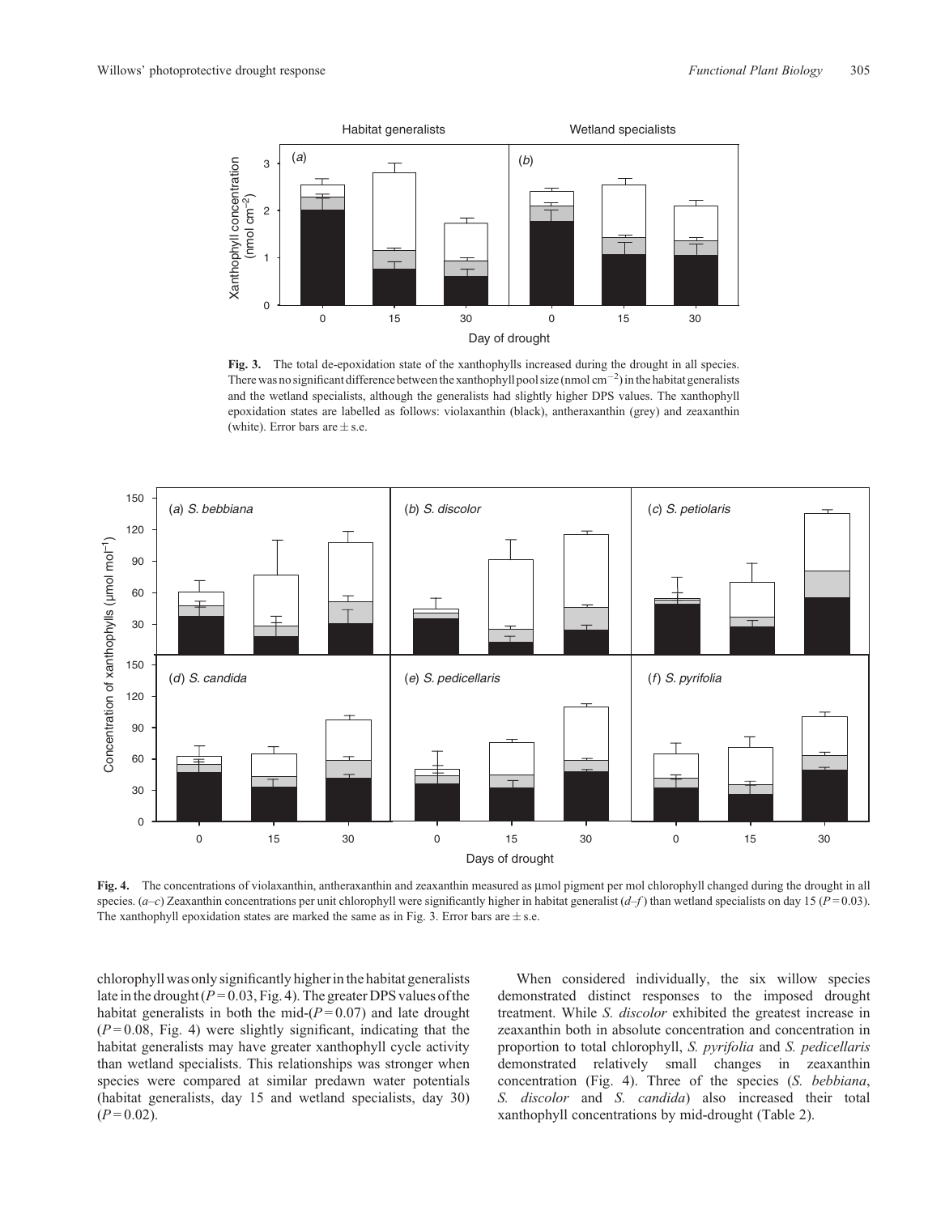**Fig. 3.** The total de-epoxidation state of the xanthophylls increased during the drought in all species. There was no significant difference between the xanthophyll pool size (nmol $cm^{-2}$) in the habitat generalists and the wetland specialists, although the generalists had slightly higher DPS values. The xanthophyll epoxidation states are labelled as follows: violaxanthin (black), antheraxanthin (grey) and zeaxanthin (white). Error bars are ± s.e.

**Fig. 4.** The concentrations of violaxanthin, antheraxanthin and zeaxanthin measured as µmol pigment per mol chlorophyll changed during the drought in all species. (*a–c*) Zeaxanthin concentrations per unit chlorophyll were significantly higher in habitat generalist (*d–f*) than wetland specialists on day 15 ($P = 0.03$). The xanthophyll epoxidation states are marked the same as in Fig. 3. Error bars are ± s.e.

chlorophyll was only significantly higher in the habitat generalists late in the drought ($P = 0.03$, Fig. 4). The greater DPS values of the habitat generalists in both the mid-($P = 0.07$) and late drought ($P = 0.08$, Fig. 4) were slightly significant, indicating that the habitat generalists may have greater xanthophyll cycle activity than wetland specialists. This relationships was stronger when species were compared at similar predawn water potentials (habitat generalists, day 15 and wetland specialists, day 30) ($P = 0.02$).

When considered individually, the six willow species demonstrated distinct responses to the imposed drought treatment. While *S. discolor* exhibited the greatest increase in zeaxanthin both in absolute concentration and concentration in proportion to total chlorophyll, *S. pyrifolia* and *S. pedicellaris* demonstrated relatively small changes in zeaxanthin concentration (Fig. 4). Three of the species (*S. bebbiana*, *S. discolor* and *S. candida*) also increased their total xanthophyll concentrations by mid-drought (Table 2).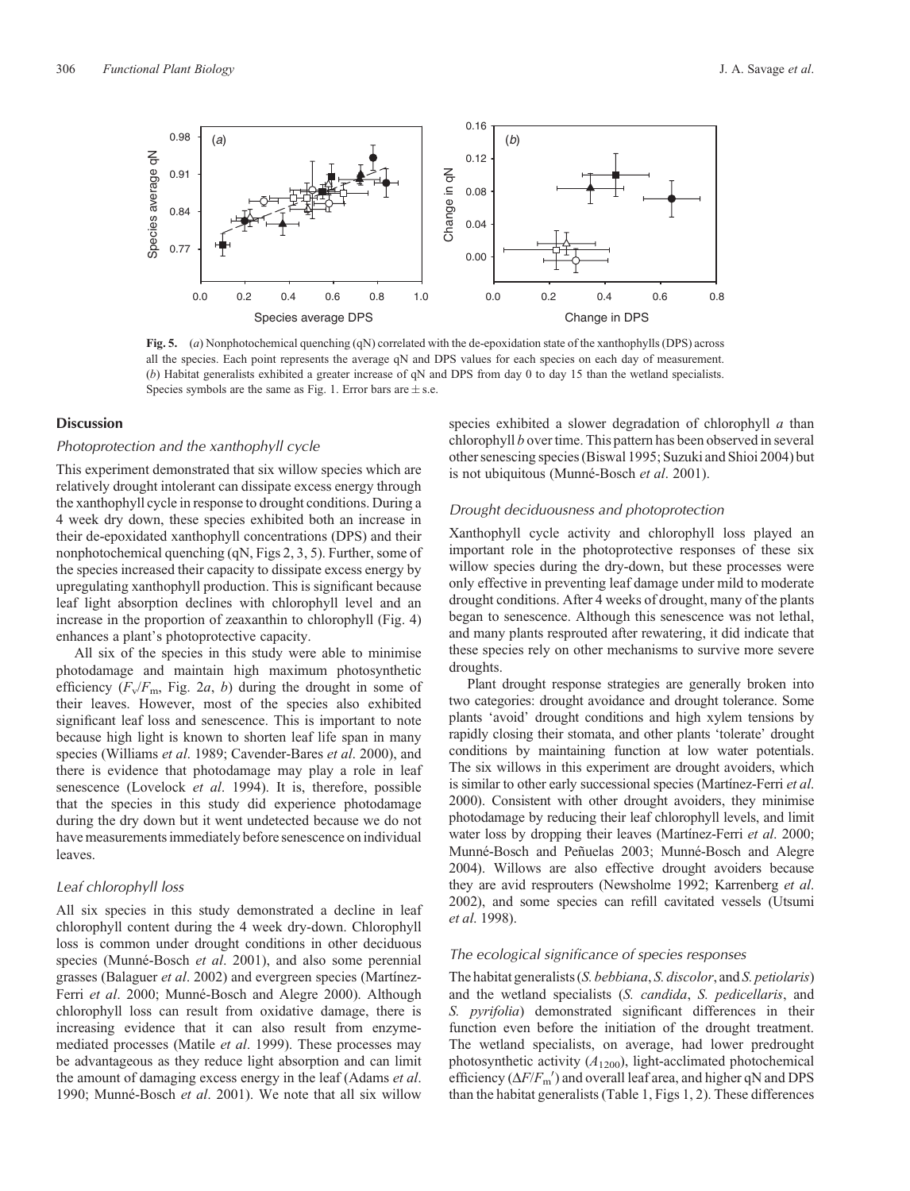**Fig. 5.** (*a*) Nonphotochemical quenching (qN) correlated with the de-epoxidation state of the xanthophylls (DPS) across all the species. Each point represents the average qN and DPS values for each species on each day of measurement. (*b*) Habitat generalists exhibited a greater increase of qN and DPS from day 0 to day 15 than the wetland specialists. Species symbols are the same as Fig. 1. Error bars are ± s.e.

## Discussion

### Photoprotection and the xanthophyll cycle

This experiment demonstrated that six willow species which are relatively drought intolerant can dissipate excess energy through the xanthophyll cycle in response to drought conditions. During a 4 week dry down, these species exhibited both an increase in their de-epoxidated xanthophyll concentrations (DPS) and their nonphotochemical quenching (qN, Figs 2, 3, 5). Further, some of the species increased their capacity to dissipate excess energy by upregulating xanthophyll production. This is significant because leaf light absorption declines with chlorophyll level and an increase in the proportion of zeaxanthin to chlorophyll (Fig. 4) enhances a plant's photoprotective capacity.

All six of the species in this study were able to minimise photodamage and maintain high maximum photosynthetic efficiency ($F_v/F_m$, Fig. 2*a*, *b*) during the drought in some of their leaves. However, most of the species also exhibited significant leaf loss and senescence. This is important to note because high light is known to shorten leaf life span in many species (Williams *et al*. 1989; Cavender-Bares *et al*. 2000), and there is evidence that photodamage may play a role in leaf senescence (Lovelock *et al*. 1994). It is, therefore, possible that the species in this study did experience photodamage during the dry down but it went undetected because we do not have measurements immediately before senescence on individual leaves.

### Leaf chlorophyll loss

All six species in this study demonstrated a decline in leaf chlorophyll content during the 4 week dry-down. Chlorophyll loss is common under drought conditions in other deciduous species (Munné-Bosch *et al*. 2001), and also some perennial grasses (Balaguer *et al*. 2002) and evergreen species (Martínez-Ferri *et al*. 2000; Munné-Bosch and Alegre 2000). Although chlorophyll loss can result from oxidative damage, there is increasing evidence that it can also result from enzyme-mediated processes (Matile *et al*. 1999). These processes may be advantageous as they reduce light absorption and can limit the amount of damaging excess energy in the leaf (Adams *et al*. 1990; Munné-Bosch *et al*. 2001). We note that all six willow species exhibited a slower degradation of chlorophyll *a* than chlorophyll *b* over time. This pattern has been observed in several other senescing species (Biswal 1995; Suzuki and Shioi 2004) but is not ubiquitous (Munné-Bosch *et al*. 2001).

### Drought deciduousness and photoprotection

Xanthophyll cycle activity and chlorophyll loss played an important role in the photoprotective responses of these six willow species during the dry-down, but these processes were only effective in preventing leaf damage under mild to moderate drought conditions. After 4 weeks of drought, many of the plants began to senescence. Although this senescence was not lethal, and many plants resprouted after rewatering, it did indicate that these species rely on other mechanisms to survive more severe droughts.

Plant drought response strategies are generally broken into two categories: drought avoidance and drought tolerance. Some plants 'avoid' drought conditions and high xylem tensions by rapidly closing their stomata, and other plants 'tolerate' drought conditions by maintaining function at low water potentials. The six willows in this experiment are drought avoiders, which is similar to other early successional species (Martínez-Ferri *et al*. 2000). Consistent with other drought avoiders, they minimise photodamage by reducing their leaf chlorophyll levels, and limit water loss by dropping their leaves (Martínez-Ferri *et al*. 2000; Munné-Bosch and Peñuelas 2003; Munné-Bosch and Alegre 2004). Willows are also effective drought avoiders because they are avid resprouters (Newsholme 1992; Karrenberg *et al*. 2002), and some species can refill cavitated vessels (Utsumi *et al*. 1998).

### The ecological significance of species responses

The habitat generalists (*S. bebbiana*, *S. discolor*, and *S. petiolaris*) and the wetland specialists (*S. candida*, *S. pedicellaris*, and *S. pyrifolia*) demonstrated significant differences in their function even before the initiation of the drought treatment. The wetland specialists, on average, had lower predrought photosynthetic activity ($A_{1200}$), light-acclimated photochemical efficiency ($\Delta F/F_m'$) and overall leaf area, and higher qN and DPS than the habitat generalists (Table 1, Figs 1, 2). These differences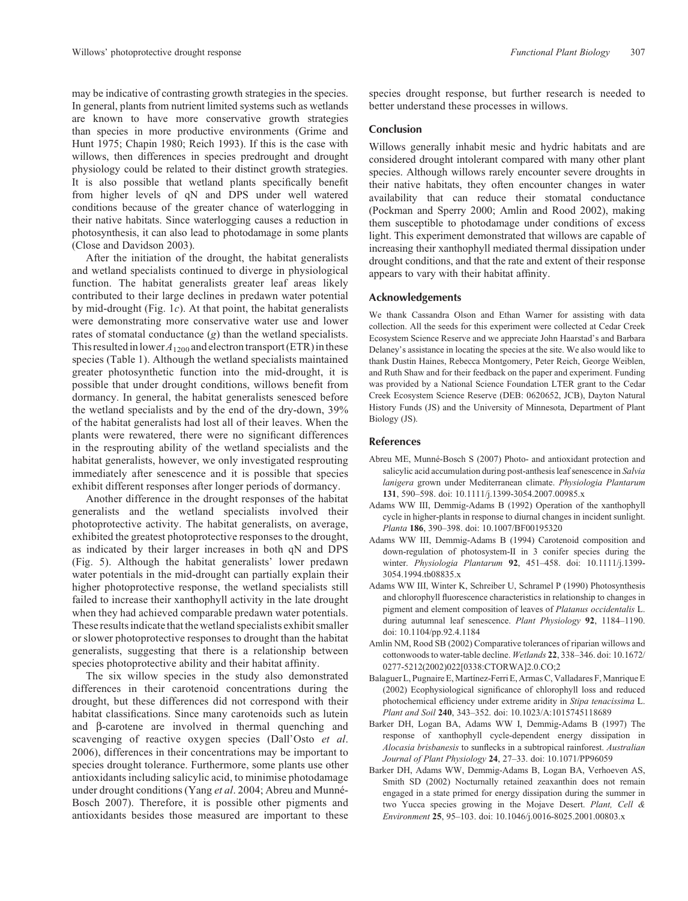may be indicative of contrasting growth strategies in the species. In general, plants from nutrient limited systems such as wetlands are known to have more conservative growth strategies than species in more productive environments (Grime and Hunt 1975; Chapin 1980; Reich 1993). If this is the case with willows, then differences in species predrought and drought physiology could be related to their distinct growth strategies. It is also possible that wetland plants specifically benefit from higher levels of qN and DPS under well watered conditions because of the greater chance of waterlogging in their native habitats. Since waterlogging causes a reduction in photosynthesis, it can also lead to photodamage in some plants (Close and Davidson 2003).

After the initiation of the drought, the habitat generalists and wetland specialists continued to diverge in physiological function. The habitat generalists greater leaf areas likely contributed to their large declines in predawn water potential by mid-drought (Fig. 1*c*). At that point, the habitat generalists were demonstrating more conservative water use and lower rates of stomatal conductance (*g*) than the wetland specialists. This resulted in lower $A_{1200}$ and electron transport (ETR) in these species (Table 1). Although the wetland specialists maintained greater photosynthetic function into the mid-drought, it is possible that under drought conditions, willows benefit from dormancy. In general, the habitat generalists senesced before the wetland specialists and by the end of the dry-down, 39% of the habitat generalists had lost all of their leaves. When the plants were rewatered, there were no significant differences in the resprouting ability of the wetland specialists and the habitat generalists, however, we only investigated resprouting immediately after senescence and it is possible that species exhibit different responses after longer periods of dormancy.

Another difference in the drought responses of the habitat generalists and the wetland specialists involved their photoprotective activity. The habitat generalists, on average, exhibited the greatest photoprotective responses to the drought, as indicated by their larger increases in both qN and DPS (Fig. 5). Although the habitat generalists' lower predawn water potentials in the mid-drought can partially explain their higher photoprotective response, the wetland specialists still failed to increase their xanthophyll activity in the late drought when they had achieved comparable predawn water potentials. These results indicate that the wetland specialists exhibit smaller or slower photoprotective responses to drought than the habitat generalists, suggesting that there is a relationship between species photoprotective ability and their habitat affinity.

The six willow species in the study also demonstrated differences in their carotenoid concentrations during the drought, but these differences did not correspond with their habitat classifications. Since many carotenoids such as lutein and β-carotene are involved in thermal quenching and scavenging of reactive oxygen species (Dall'Osto *et al*. 2006), differences in their concentrations may be important to species drought tolerance. Furthermore, some plants use other antioxidants including salicylic acid, to minimise photodamage under drought conditions (Yang *et al*. 2004; Abreu and Munné-Bosch 2007). Therefore, it is possible other pigments and antioxidants besides those measured are important to these species drought response, but further research is needed to better understand these processes in willows.

## Conclusion

Willows generally inhabit mesic and hydric habitats and are considered drought intolerant compared with many other plant species. Although willows rarely encounter severe droughts in their native habitats, they often encounter changes in water availability that can reduce their stomatal conductance (Pockman and Sperry 2000; Amlin and Rood 2002), making them susceptible to photodamage under conditions of excess light. This experiment demonstrated that willows are capable of increasing their xanthophyll mediated thermal dissipation under drought conditions, and that the rate and extent of their response appears to vary with their habitat affinity.

## Acknowledgements

We thank Cassandra Olson and Ethan Warner for assisting with data collection. All the seeds for this experiment were collected at Cedar Creek Ecosystem Science Reserve and we appreciate John Haarstad's and Barbara Delaney's assistance in locating the species at the site. We also would like to thank Dustin Haines, Rebecca Montgomery, Peter Reich, George Weiblen, and Ruth Shaw and for their feedback on the paper and experiment. Funding was provided by a National Science Foundation LTER grant to the Cedar Creek Ecosystem Science Reserve (DEB: 0620652, JCB), Dayton Natural History Funds (JS) and the University of Minnesota, Department of Plant Biology (JS).

## References

Abreu ME, Munné-Bosch S (2007) Photo- and antioxidant protection and salicylic acid accumulation during post-anthesis leaf senescence in *Salvia lanigera* grown under Mediterranean climate. *Physiologia Plantarum* **131**, 590–598. doi: 10.1111/j.1399-3054.2007.00985.x

Adams WW III, Demmig-Adams B (1992) Operation of the xanthophyll cycle in higher-plants in response to diurnal changes in incident sunlight. *Planta* **186**, 390–398. doi: 10.1007/BF00195320

Adams WW III, Demmig-Adams B (1994) Carotenoid composition and down-regulation of photosystem-II in 3 conifer species during the winter. *Physiologia Plantarum* **92**, 451–458. doi: 10.1111/j.1399-3054.1994.tb08835.x

Adams WW III, Winter K, Schreiber U, Schramel P (1990) Photosynthesis and chlorophyll fluorescence characteristics in relationship to changes in pigment and element composition of leaves of *Platanus occidentalis* L. during autumnal leaf senescence. *Plant Physiology* **92**, 1184–1190. doi: 10.1104/pp.92.4.1184

Amlin NM, Rood SB (2002) Comparative tolerances of riparian willows and cottonwoods to water-table decline. *Wetlands* **22**, 338–346. doi: 10.1672/0277-5212(2002)022[0338:CTORWA]2.0.CO;2

Balaguer L, Pugnaire E, Martínez-Ferri E, Armas C, Valladares F, Manrique E (2002) Ecophysiological significance of chlorophyll loss and reduced photochemical efficiency under extreme aridity in *Stipa tenacissima* L. *Plant and Soil* **240**, 343–352. doi: 10.1023/A:1015745118689

Barker DH, Logan BA, Adams WW I, Demmig-Adams B (1997) The response of xanthophyll cycle-dependent energy dissipation in *Alocasia brisbanesis* to sunflecks in a subtropical rainforest. *Australian Journal of Plant Physiology* **24**, 27–33. doi: 10.1071/PP96059

Barker DH, Adams WW, Demmig-Adams B, Logan BA, Verhoeven AS, Smith SD (2002) Nocturnally retained zeaxanthin does not remain engaged in a state primed for energy dissipation during the summer in two Yucca species growing in the Mojave Desert. *Plant, Cell & Environment* **25**, 95–103. doi: 10.1046/j.0016-8025.2001.00803.x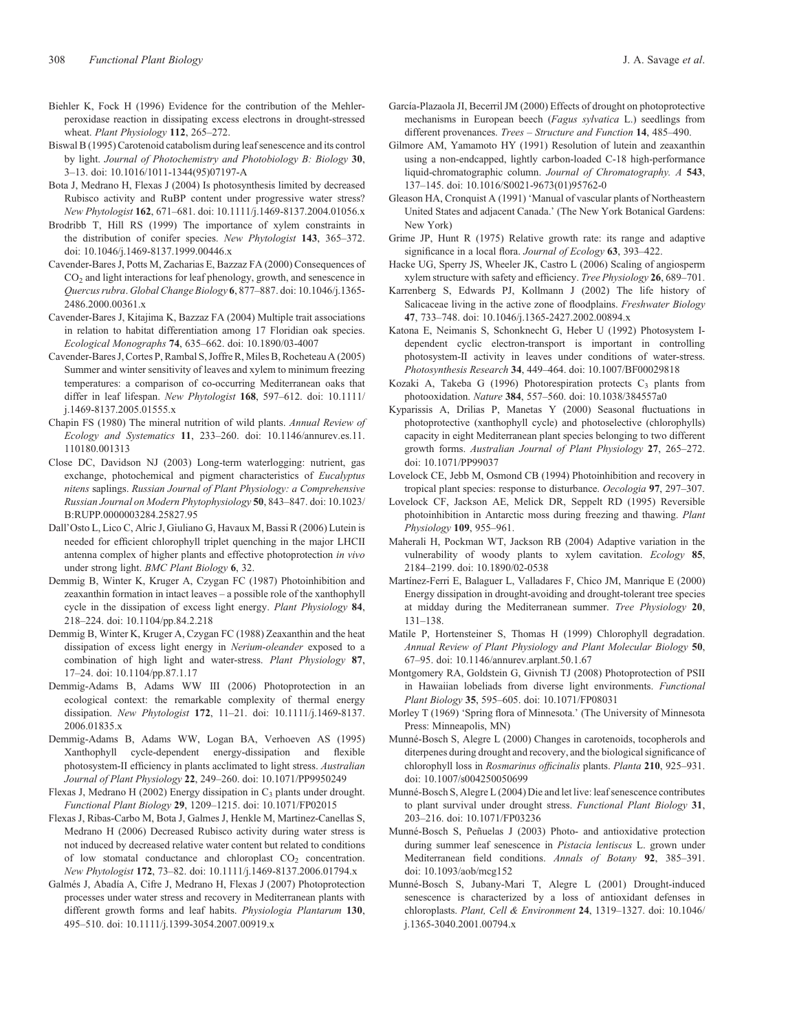Biehler K, Fock H (1996) Evidence for the contribution of the Mehler-peroxidase reaction in dissipating excess electrons in drought-stressed wheat. *Plant Physiology* **112**, 265–272.

Biswal B (1995) Carotenoid catabolism during leaf senescence and its control by light. *Journal of Photochemistry and Photobiology B: Biology* **30**, 3–13. doi: 10.1016/1011-1344(95)07197-A

Bota J, Medrano H, Flexas J (2004) Is photosynthesis limited by decreased Rubisco activity and RuBP content under progressive water stress? *New Phytologist* **162**, 671–681. doi: 10.1111/j.1469-8137.2004.01056.x

Brodribb T, Hill RS (1999) The importance of xylem constraints in the distribution of conifer species. *New Phytologist* **143**, 365–372. doi: 10.1046/j.1469-8137.1999.00446.x

Cavender-Bares J, Potts M, Zacharias E, Bazzaz FA (2000) Consequences of $CO_2$ and light interactions for leaf phenology, growth, and senescence in *Quercus rubra*. *Global Change Biology* **6**, 877–887. doi: 10.1046/j.1365-2486.2000.00361.x

Cavender-Bares J, Kitajima K, Bazzaz FA (2004) Multiple trait associations in relation to habitat differentiation among 17 Floridian oak species. *Ecological Monographs* **74**, 635–662. doi: 10.1890/03-4007

Cavender-Bares J, Cortes P, Rambal S, Joffre R, Miles B, Rocheteau A (2005) Summer and winter sensitivity of leaves and xylem to minimum freezing temperatures: a comparison of co-occurring Mediterranean oaks that differ in leaf lifespan. *New Phytologist* **168**, 597–612. doi: 10.1111/j.1469-8137.2005.01555.x

Chapin FS (1980) The mineral nutrition of wild plants. *Annual Review of Ecology and Systematics* **11**, 233–260. doi: 10.1146/annurev.es.11.110180.001313

Close DC, Davidson NJ (2003) Long-term waterlogging: nutrient, gas exchange, photochemical and pigment characteristics of *Eucalyptus nitens* saplings. *Russian Journal of Plant Physiology: a Comprehensive Russian Journal on Modern Phytophysiology* **50**, 843–847. doi: 10.1023/B:RUPP.0000003284.25827.95

Dall'Osto L, Lico C, Alric J, Giuliano G, Havaux M, Bassi R (2006) Lutein is needed for efficient chlorophyll triplet quenching in the major LHCII antenna complex of higher plants and effective photoprotection *in vivo* under strong light. *BMC Plant Biology* **6**, 32.

Demmig B, Winter K, Kruger A, Czygan FC (1987) Photoinhibition and zeaxanthin formation in intact leaves – a possible role of the xanthophyll cycle in the dissipation of excess light energy. *Plant Physiology* **84**, 218–224. doi: 10.1104/pp.84.2.218

Demmig B, Winter K, Kruger A, Czygan FC (1988) Zeaxanthin and the heat dissipation of excess light energy in *Nerium-oleander* exposed to a combination of high light and water-stress. *Plant Physiology* **87**, 17–24. doi: 10.1104/pp.87.1.17

Demmig-Adams B, Adams WW III (2006) Photoprotection in an ecological context: the remarkable complexity of thermal energy dissipation. *New Phytologist* **172**, 11–21. doi: 10.1111/j.1469-8137.2006.01835.x

Demmig-Adams B, Adams WW, Logan BA, Verhoeven AS (1995) Xanthophyll cycle-dependent energy-dissipation and flexible photosystem-II efficiency in plants acclimated to light stress. *Australian Journal of Plant Physiology* **22**, 249–260. doi: 10.1071/PP9950249

Flexas J, Medrano H (2002) Energy dissipation in $C_3$ plants under drought. *Functional Plant Biology* **29**, 1209–1215. doi: 10.1071/FP02015

Flexas J, Ribas-Carbo M, Bota J, Galmes J, Henkle M, Martinez-Canellas S, Medrano H (2006) Decreased Rubisco activity during water stress is not induced by decreased relative water content but related to conditions of low stomatal conductance and chloroplast $CO_2$ concentration. *New Phytologist* **172**, 73–82. doi: 10.1111/j.1469-8137.2006.01794.x

Galmés J, Abadía A, Cifre J, Medrano H, Flexas J (2007) Photoprotection processes under water stress and recovery in Mediterranean plants with different growth forms and leaf habits. *Physiologia Plantarum* **130**, 495–510. doi: 10.1111/j.1399-3054.2007.00919.x

García-Plazaola JI, Becerril JM (2000) Effects of drought on photoprotective mechanisms in European beech (*Fagus sylvatica* L.) seedlings from different provenances. *Trees – Structure and Function* **14**, 485–490.

Gilmore AM, Yamamoto HY (1991) Resolution of lutein and zeaxanthin using a non-endcapped, lightly carbon-loaded C-18 high-performance liquid-chromatographic column. *Journal of Chromatography. A* **543**, 137–145. doi: 10.1016/S0021-9673(01)95762-0

Gleason HA, Cronquist A (1991) 'Manual of vascular plants of Northeastern United States and adjacent Canada.' (The New York Botanical Gardens: New York)

Grime JP, Hunt R (1975) Relative growth rate: its range and adaptive significance in a local flora. *Journal of Ecology* **63**, 393–422.

Hacke UG, Sperry JS, Wheeler JK, Castro L (2006) Scaling of angiosperm xylem structure with safety and efficiency. *Tree Physiology* **26**, 689–701.

Karrenberg S, Edwards PJ, Kollmann J (2002) The life history of Salicaceae living in the active zone of floodplains. *Freshwater Biology* **47**, 733–748. doi: 10.1046/j.1365-2427.2002.00894.x

Katona E, Neimanis S, Schonknecht G, Heber U (1992) Photosystem I-dependent cyclic electron-transport is important in controlling photosystem-II activity in leaves under conditions of water-stress. *Photosynthesis Research* **34**, 449–464. doi: 10.1007/BF00029818

Kozaki A, Takeba G (1996) Photorespiration protects $C_3$ plants from photooxidation. *Nature* **384**, 557–560. doi: 10.1038/384557a0

Kyparissis A, Drilias P, Manetas Y (2000) Seasonal fluctuations in photoprotective (xanthophyll cycle) and photoselective (chlorophylls) capacity in eight Mediterranean plant species belonging to two different growth forms. *Australian Journal of Plant Physiology* **27**, 265–272. doi: 10.1071/PP99037

Lovelock CE, Jebb M, Osmond CB (1994) Photoinhibition and recovery in tropical plant species: response to disturbance. *Oecologia* **97**, 297–307.

Lovelock CF, Jackson AE, Melick DR, Seppelt RD (1995) Reversible photoinhibition in Antarctic moss during freezing and thawing. *Plant Physiology* **109**, 955–961.

Maherali H, Pockman WT, Jackson RB (2004) Adaptive variation in the vulnerability of woody plants to xylem cavitation. *Ecology* **85**, 2184–2199. doi: 10.1890/02-0538

Martínez-Ferri E, Balaguer L, Valladares F, Chico JM, Manrique E (2000) Energy dissipation in drought-avoiding and drought-tolerant tree species at midday during the Mediterranean summer. *Tree Physiology* **20**, 131–138.

Matile P, Hortensteiner S, Thomas H (1999) Chlorophyll degradation. *Annual Review of Plant Physiology and Plant Molecular Biology* **50**, 67–95. doi: 10.1146/annurev.arplant.50.1.67

Montgomery RA, Goldstein G, Givnish TJ (2008) Photoprotection of PSII in Hawaiian lobeliads from diverse light environments. *Functional Plant Biology* **35**, 595–605. doi: 10.1071/FP08031

Morley T (1969) 'Spring flora of Minnesota.' (The University of Minnesota Press: Minneapolis, MN)

Munné-Bosch S, Alegre L (2000) Changes in carotenoids, tocopherols and diterpenes during drought and recovery, and the biological significance of chlorophyll loss in *Rosmarinus officinalis* plants. *Planta* **210**, 925–931. doi: 10.1007/s004250050699

Munné-Bosch S, Alegre L (2004) Die and let live: leaf senescence contributes to plant survival under drought stress. *Functional Plant Biology* **31**, 203–216. doi: 10.1071/FP03236

Munné-Bosch S, Peñuelas J (2003) Photo- and antioxidative protection during summer leaf senescence in *Pistacia lentiscus* L. grown under Mediterranean field conditions. *Annals of Botany* **92**, 385–391. doi: 10.1093/aob/mcg152

Munné-Bosch S, Jubany-Mari T, Alegre L (2001) Drought-induced senescence is characterized by a loss of antioxidant defenses in chloroplasts. *Plant, Cell & Environment* **24**, 1319–1327. doi: 10.1046/j.1365-3040.2001.00794.x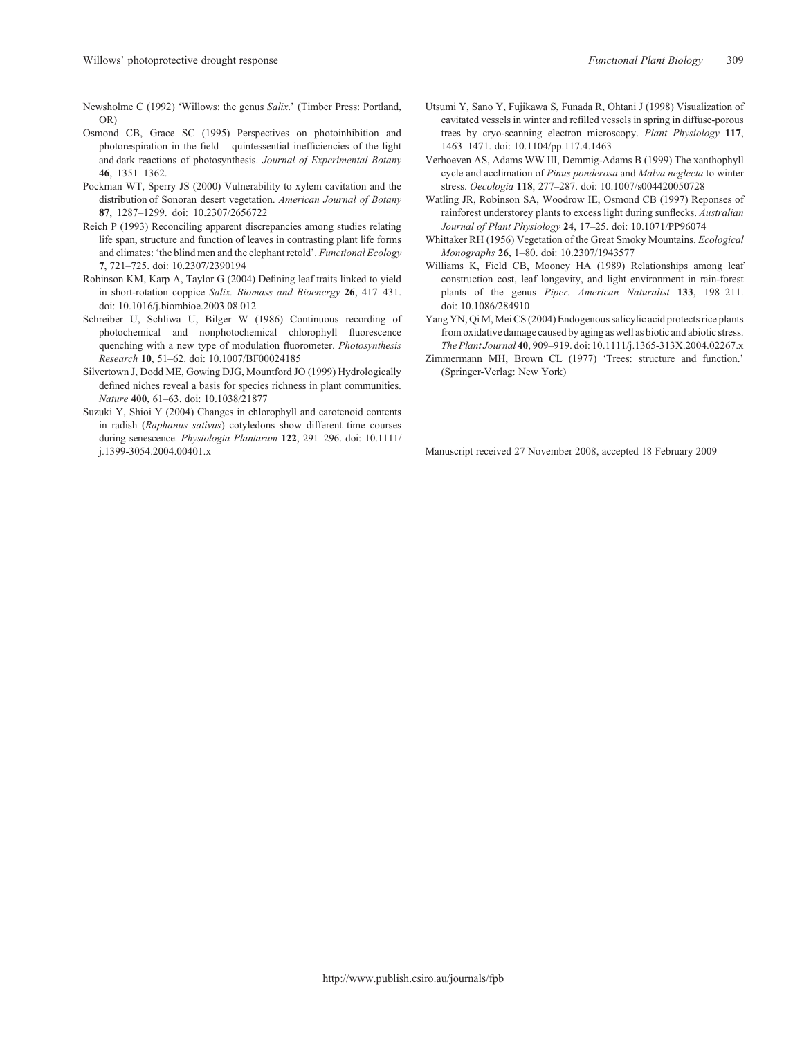Newsholme C (1992) 'Willows: the genus *Salix*.' (Timber Press: Portland, OR)

Osmond CB, Grace SC (1995) Perspectives on photoinhibition and photorespiration in the field – quintessential inefficiencies of the light and dark reactions of photosynthesis. *Journal of Experimental Botany* **46**, 1351–1362.

Pockman WT, Sperry JS (2000) Vulnerability to xylem cavitation and the distribution of Sonoran desert vegetation. *American Journal of Botany* **87**, 1287–1299. doi: 10.2307/2656722

Reich P (1993) Reconciling apparent discrepancies among studies relating life span, structure and function of leaves in contrasting plant life forms and climates: 'the blind men and the elephant retold'. *Functional Ecology* **7**, 721–725. doi: 10.2307/2390194

Robinson KM, Karp A, Taylor G (2004) Defining leaf traits linked to yield in short-rotation coppice *Salix*. *Biomass and Bioenergy* **26**, 417–431. doi: 10.1016/j.biombioe.2003.08.012

Schreiber U, Schliwa U, Bilger W (1986) Continuous recording of photochemical and nonphotochemical chlorophyll fluorescence quenching with a new type of modulation fluorometer. *Photosynthesis Research* **10**, 51–62. doi: 10.1007/BF00024185

Silvertown J, Dodd ME, Gowing DJG, Mountford JO (1999) Hydrologically defined niches reveal a basis for species richness in plant communities. *Nature* **400**, 61–63. doi: 10.1038/21877

Suzuki Y, Shioi Y (2004) Changes in chlorophyll and carotenoid contents in radish (*Raphanus sativus*) cotyledons show different time courses during senescence. *Physiologia Plantarum* **122**, 291–296. doi: 10.1111/j.1399-3054.2004.00401.x

Utsumi Y, Sano Y, Fujikawa S, Funada R, Ohtani J (1998) Visualization of cavitated vessels in winter and refilled vessels in spring in diffuse-porous trees by cryo-scanning electron microscopy. *Plant Physiology* **117**, 1463–1471. doi: 10.1104/pp.117.4.1463

Verhoeven AS, Adams WW III, Demmig-Adams B (1999) The xanthophyll cycle and acclimation of *Pinus ponderosa* and *Malva neglecta* to winter stress. *Oecologia* **118**, 277–287. doi: 10.1007/s004420050728

Watling JR, Robinson SA, Woodrow IE, Osmond CB (1997) Reponses of rainforest understorey plants to excess light during sunflecks. *Australian Journal of Plant Physiology* **24**, 17–25. doi: 10.1071/PP96074

Whittaker RH (1956) Vegetation of the Great Smoky Mountains. *Ecological Monographs* **26**, 1–80. doi: 10.2307/1943577

Williams K, Field CB, Mooney HA (1989) Relationships among leaf construction cost, leaf longevity, and light environment in rain-forest plants of the genus *Piper*. *American Naturalist* **133**, 198–211. doi: 10.1086/284910

Yang YN, Qi M, Mei CS (2004) Endogenous salicylic acid protects rice plants from oxidative damage caused by aging as well as biotic and abiotic stress. *The Plant Journal* **40**, 909–919. doi: 10.1111/j.1365-313X.2004.02267.x

Zimmermann MH, Brown CL (1977) 'Trees: structure and function.' (Springer-Verlag: New York)

Manuscript received 27 November 2008, accepted 18 February 2009